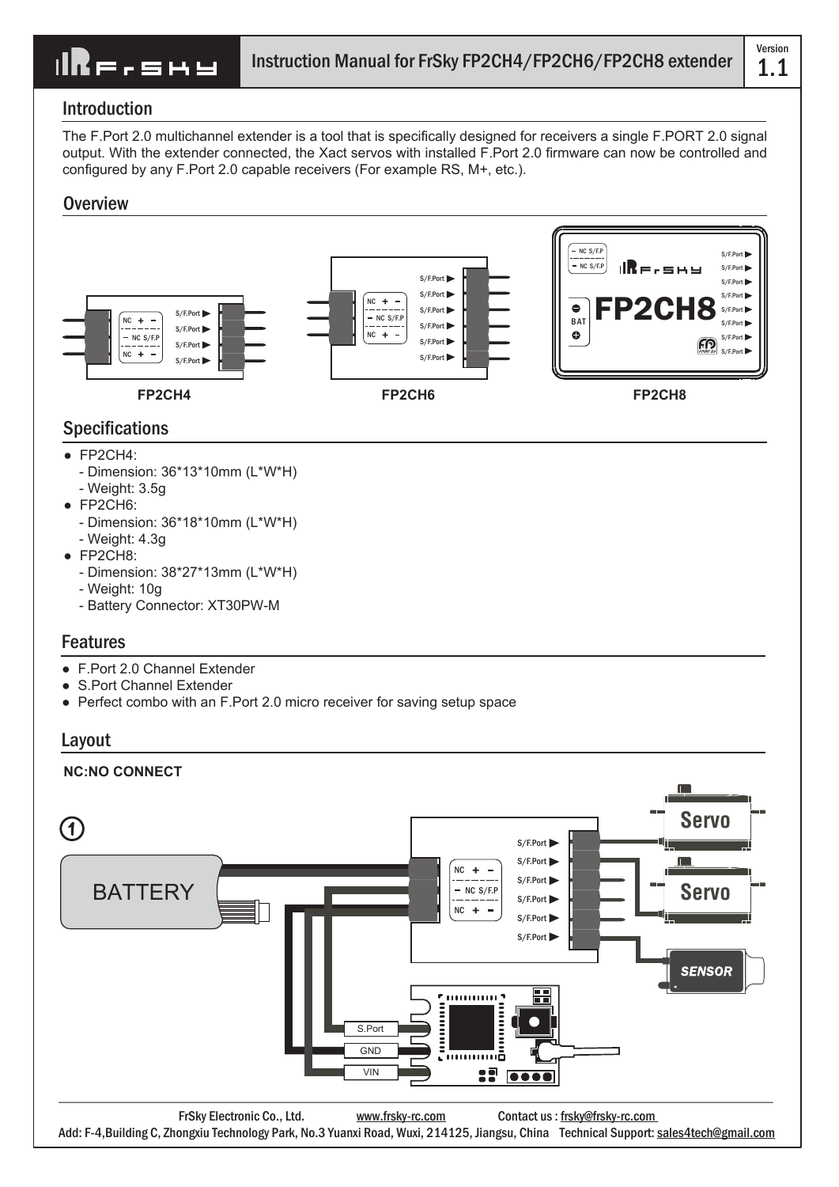# Instruction Manual for FrSky FP2CH4/FP2CH6/FP2CH8 extender

Version 1.1

## Introduction

The F.Port 2.0 multichannel extender is a tool that is specifically designed for receivers a single F.PORT 2.0 signal output. With the extender connected, the Xact servos with installed F.Port 2.0 firmware can now be controlled and configured by any F.Port 2.0 capable receivers (For example RS, M+, etc.).

## Overview

FP2CH4

FP2CH6

FP2CH8

## Specifications

- FP2CH4:
  - Dimension: 36*13*10mm (L*W*H)
  - Weight: 3.5g
- FP2CH6:
  - Dimension: 36*18*10mm (L*W*H)
  - Weight: 4.3g
- FP2CH8:
  - Dimension: 38*27*13mm (L*W*H)
  - Weight: 10g
  - Battery Connector: XT30PW-M

## Features

- F.Port 2.0 Channel Extender
- S.Port Channel Extender
- Perfect combo with an F.Port 2.0 micro receiver for saving setup space

## Layout

**NC:NO CONNECT**

①

BATTERY

Servo

Servo

SENSOR

S.Port

GND

VIN

FrSky Electronic Co., Ltd. www.frsky-rc.com Contact us : frsky@frsky-rc.com
Add: F-4,Building C, Zhongxiu Technology Park, No.3 Yuanxi Road, Wuxi, 214125, Jiangsu, China Technical Support: sales4tech@gmail.com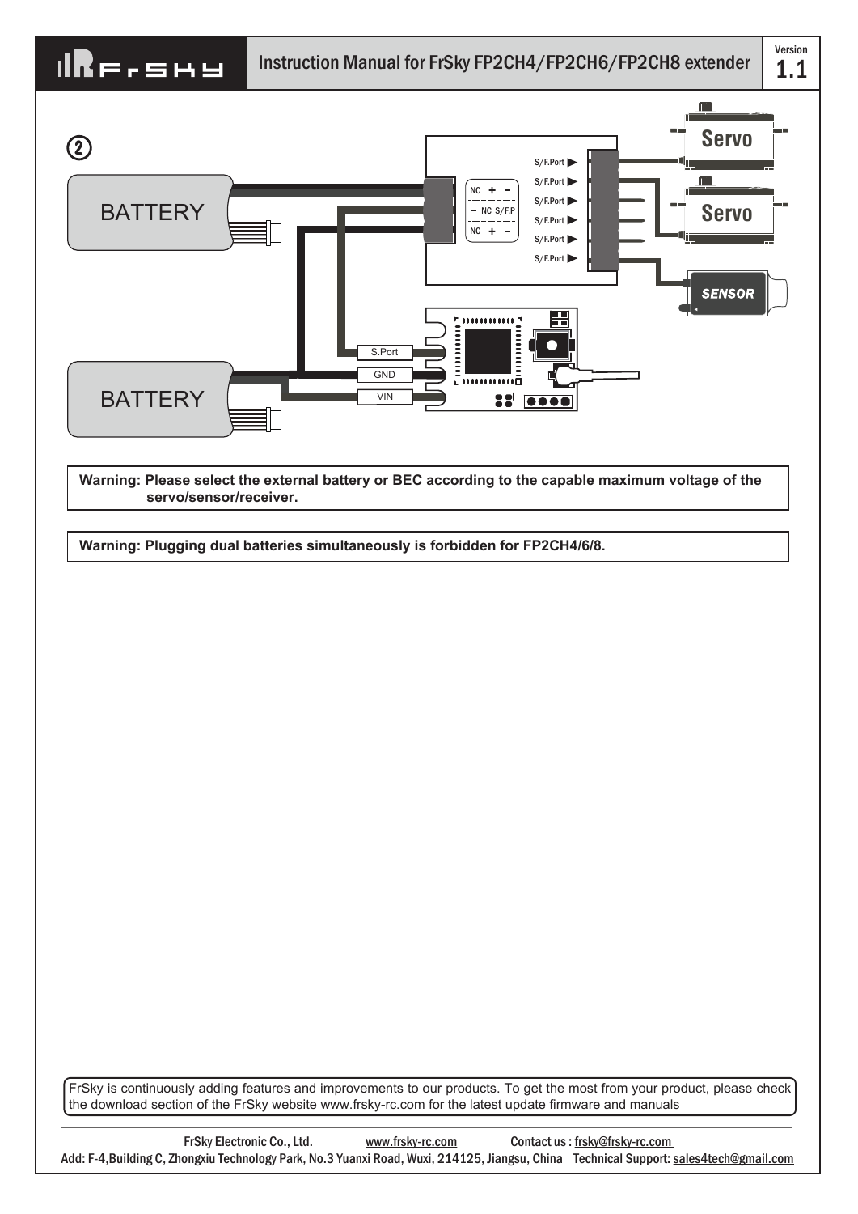②

BATTERY

BATTERY

S/F.Port
S/F.Port
S/F.Port
S/F.Port
S/F.Port
S/F.Port

NC + −
− NC S/F.P
NC + −

Servo

Servo

SENSOR

S.Port
GND
VIN

**Warning: Please select the external battery or BEC according to the capable maximum voltage of the servo/sensor/receiver.**

**Warning: Plugging dual batteries simultaneously is forbidden for FP2CH4/6/8.**

FrSky is continuously adding features and improvements to our products. To get the most from your product, please check the download section of the FrSky website www.frsky-rc.com for the latest update firmware and manuals

FrSky Electronic Co., Ltd. www.frsky-rc.com Contact us : frsky@frsky-rc.com

Add: F-4,Building C, Zhongxiu Technology Park, No.3 Yuanxi Road, Wuxi, 214125, Jiangsu, China Technical Support: sales4tech@gmail.com